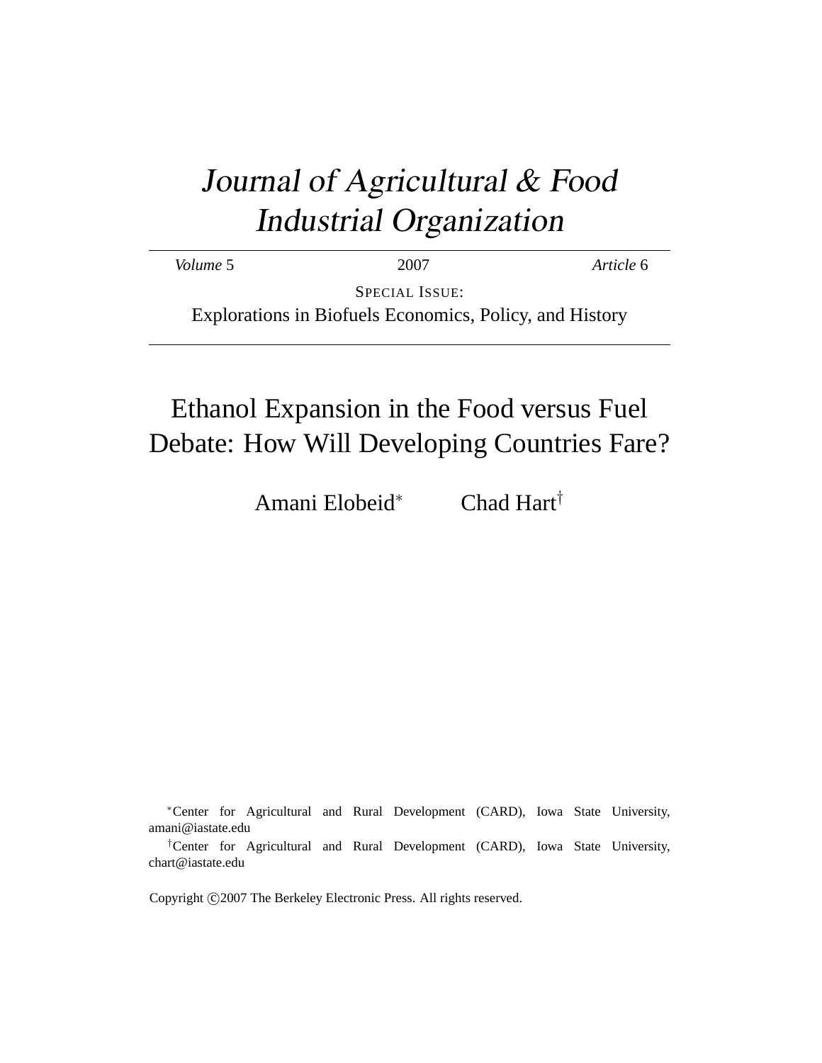# Journal of Agricultural & Food Industrial Organization

*Volume* 5 | 2007 | *Article* 6

SPECIAL ISSUE:

Explorations in Biofuels Economics, Policy, and History

## Ethanol Expansion in the Food versus Fuel Debate: How Will Developing Countries Fare?

Amani Elobeid[*] Chad Hart[†]

[*]Center for Agricultural and Rural Development (CARD), Iowa State University, amani@iastate.edu

[†]Center for Agricultural and Rural Development (CARD), Iowa State University, chart@iastate.edu

Copyright ©2007 The Berkeley Electronic Press. All rights reserved.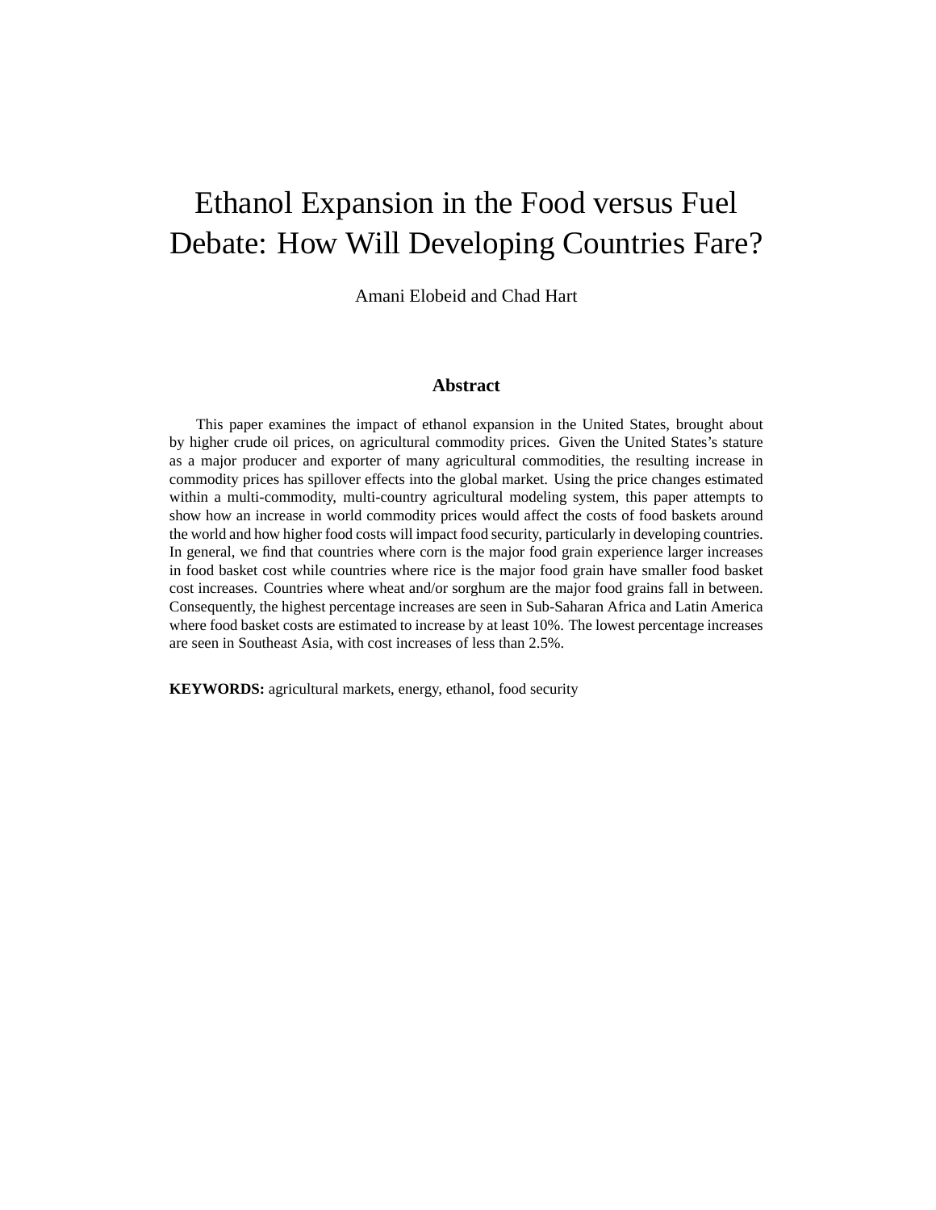# Ethanol Expansion in the Food versus Fuel Debate: How Will Developing Countries Fare?

Amani Elobeid and Chad Hart

## Abstract

This paper examines the impact of ethanol expansion in the United States, brought about by higher crude oil prices, on agricultural commodity prices. Given the United States's stature as a major producer and exporter of many agricultural commodities, the resulting increase in commodity prices has spillover effects into the global market. Using the price changes estimated within a multi-commodity, multi-country agricultural modeling system, this paper attempts to show how an increase in world commodity prices would affect the costs of food baskets around the world and how higher food costs will impact food security, particularly in developing countries. In general, we find that countries where corn is the major food grain experience larger increases in food basket cost while countries where rice is the major food grain have smaller food basket cost increases. Countries where wheat and/or sorghum are the major food grains fall in between. Consequently, the highest percentage increases are seen in Sub-Saharan Africa and Latin America where food basket costs are estimated to increase by at least 10%. The lowest percentage increases are seen in Southeast Asia, with cost increases of less than 2.5%.

**KEYWORDS:** agricultural markets, energy, ethanol, food security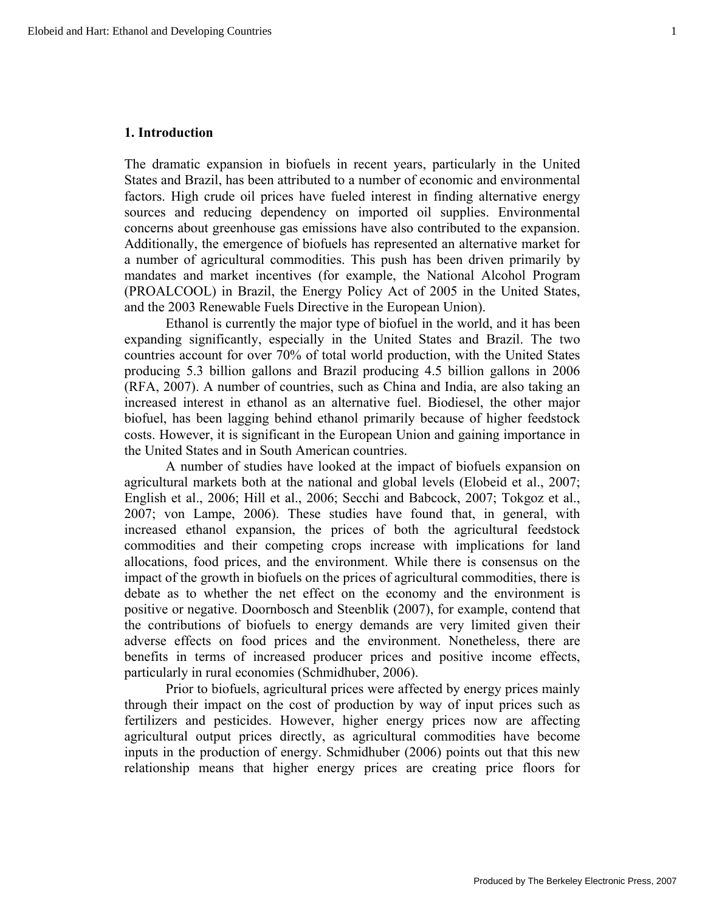## 1. Introduction

The dramatic expansion in biofuels in recent years, particularly in the United States and Brazil, has been attributed to a number of economic and environmental factors. High crude oil prices have fueled interest in finding alternative energy sources and reducing dependency on imported oil supplies. Environmental concerns about greenhouse gas emissions have also contributed to the expansion. Additionally, the emergence of biofuels has represented an alternative market for a number of agricultural commodities. This push has been driven primarily by mandates and market incentives (for example, the National Alcohol Program (PROALCOOL) in Brazil, the Energy Policy Act of 2005 in the United States, and the 2003 Renewable Fuels Directive in the European Union).

Ethanol is currently the major type of biofuel in the world, and it has been expanding significantly, especially in the United States and Brazil. The two countries account for over 70% of total world production, with the United States producing 5.3 billion gallons and Brazil producing 4.5 billion gallons in 2006 (RFA, 2007). A number of countries, such as China and India, are also taking an increased interest in ethanol as an alternative fuel. Biodiesel, the other major biofuel, has been lagging behind ethanol primarily because of higher feedstock costs. However, it is significant in the European Union and gaining importance in the United States and in South American countries.

A number of studies have looked at the impact of biofuels expansion on agricultural markets both at the national and global levels (Elobeid et al., 2007; English et al., 2006; Hill et al., 2006; Secchi and Babcock, 2007; Tokgoz et al., 2007; von Lampe, 2006). These studies have found that, in general, with increased ethanol expansion, the prices of both the agricultural feedstock commodities and their competing crops increase with implications for land allocations, food prices, and the environment. While there is consensus on the impact of the growth in biofuels on the prices of agricultural commodities, there is debate as to whether the net effect on the economy and the environment is positive or negative. Doornbosch and Steenblik (2007), for example, contend that the contributions of biofuels to energy demands are very limited given their adverse effects on food prices and the environment. Nonetheless, there are benefits in terms of increased producer prices and positive income effects, particularly in rural economies (Schmidhuber, 2006).

Prior to biofuels, agricultural prices were affected by energy prices mainly through their impact on the cost of production by way of input prices such as fertilizers and pesticides. However, higher energy prices now are affecting agricultural output prices directly, as agricultural commodities have become inputs in the production of energy. Schmidhuber (2006) points out that this new relationship means that higher energy prices are creating price floors for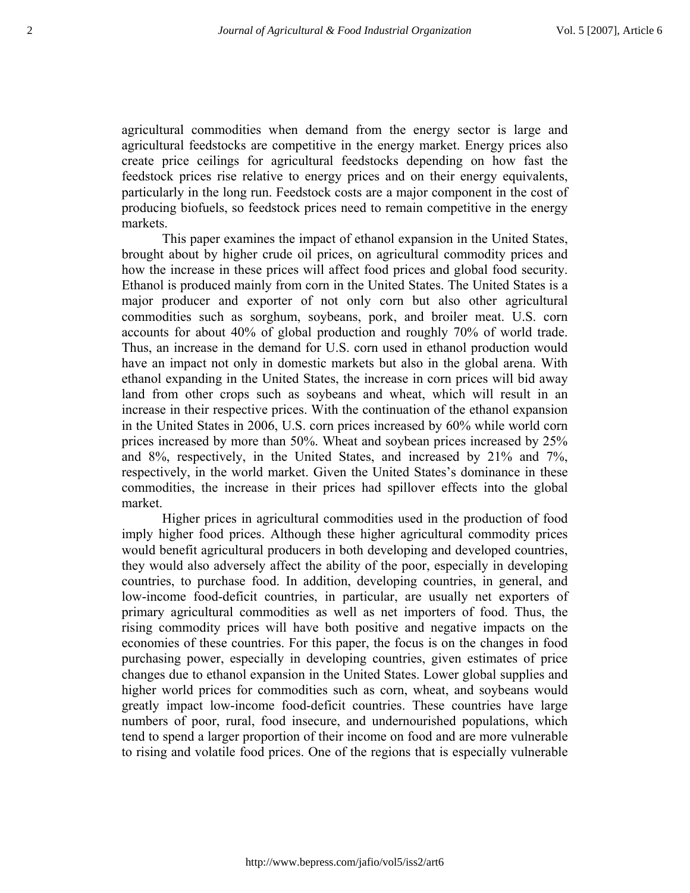agricultural commodities when demand from the energy sector is large and agricultural feedstocks are competitive in the energy market. Energy prices also create price ceilings for agricultural feedstocks depending on how fast the feedstock prices rise relative to energy prices and on their energy equivalents, particularly in the long run. Feedstock costs are a major component in the cost of producing biofuels, so feedstock prices need to remain competitive in the energy markets.

This paper examines the impact of ethanol expansion in the United States, brought about by higher crude oil prices, on agricultural commodity prices and how the increase in these prices will affect food prices and global food security. Ethanol is produced mainly from corn in the United States. The United States is a major producer and exporter of not only corn but also other agricultural commodities such as sorghum, soybeans, pork, and broiler meat. U.S. corn accounts for about 40% of global production and roughly 70% of world trade. Thus, an increase in the demand for U.S. corn used in ethanol production would have an impact not only in domestic markets but also in the global arena. With ethanol expanding in the United States, the increase in corn prices will bid away land from other crops such as soybeans and wheat, which will result in an increase in their respective prices. With the continuation of the ethanol expansion in the United States in 2006, U.S. corn prices increased by 60% while world corn prices increased by more than 50%. Wheat and soybean prices increased by 25% and 8%, respectively, in the United States, and increased by 21% and 7%, respectively, in the world market. Given the United States's dominance in these commodities, the increase in their prices had spillover effects into the global market.

Higher prices in agricultural commodities used in the production of food imply higher food prices. Although these higher agricultural commodity prices would benefit agricultural producers in both developing and developed countries, they would also adversely affect the ability of the poor, especially in developing countries, to purchase food. In addition, developing countries, in general, and low-income food-deficit countries, in particular, are usually net exporters of primary agricultural commodities as well as net importers of food. Thus, the rising commodity prices will have both positive and negative impacts on the economies of these countries. For this paper, the focus is on the changes in food purchasing power, especially in developing countries, given estimates of price changes due to ethanol expansion in the United States. Lower global supplies and higher world prices for commodities such as corn, wheat, and soybeans would greatly impact low-income food-deficit countries. These countries have large numbers of poor, rural, food insecure, and undernourished populations, which tend to spend a larger proportion of their income on food and are more vulnerable to rising and volatile food prices. One of the regions that is especially vulnerable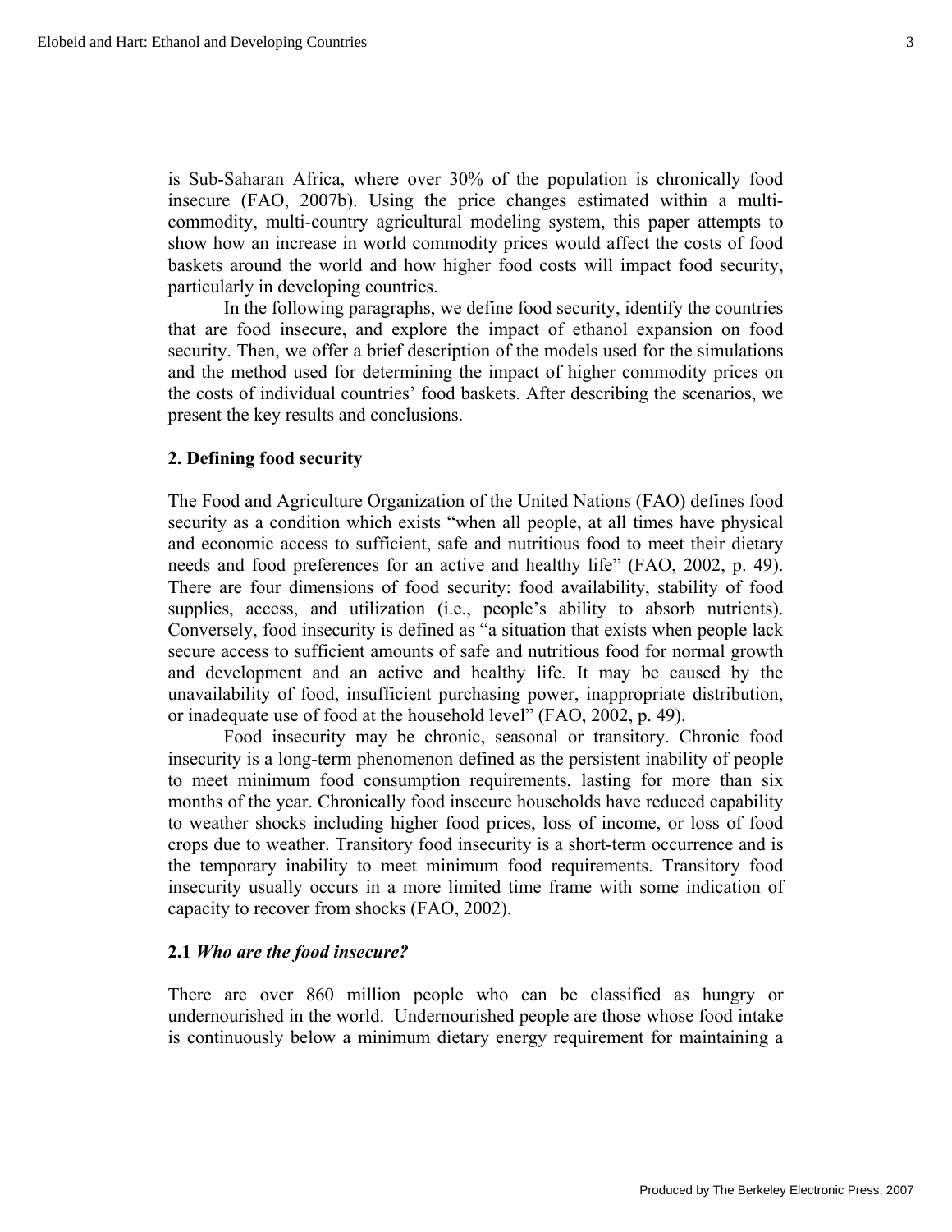is Sub-Saharan Africa, where over 30% of the population is chronically food insecure (FAO, 2007b). Using the price changes estimated within a multi-commodity, multi-country agricultural modeling system, this paper attempts to show how an increase in world commodity prices would affect the costs of food baskets around the world and how higher food costs will impact food security, particularly in developing countries.

In the following paragraphs, we define food security, identify the countries that are food insecure, and explore the impact of ethanol expansion on food security. Then, we offer a brief description of the models used for the simulations and the method used for determining the impact of higher commodity prices on the costs of individual countries' food baskets. After describing the scenarios, we present the key results and conclusions.

## 2. Defining food security

The Food and Agriculture Organization of the United Nations (FAO) defines food security as a condition which exists "when all people, at all times have physical and economic access to sufficient, safe and nutritious food to meet their dietary needs and food preferences for an active and healthy life" (FAO, 2002, p. 49). There are four dimensions of food security: food availability, stability of food supplies, access, and utilization (i.e., people's ability to absorb nutrients). Conversely, food insecurity is defined as "a situation that exists when people lack secure access to sufficient amounts of safe and nutritious food for normal growth and development and an active and healthy life. It may be caused by the unavailability of food, insufficient purchasing power, inappropriate distribution, or inadequate use of food at the household level" (FAO, 2002, p. 49).

Food insecurity may be chronic, seasonal or transitory. Chronic food insecurity is a long-term phenomenon defined as the persistent inability of people to meet minimum food consumption requirements, lasting for more than six months of the year. Chronically food insecure households have reduced capability to weather shocks including higher food prices, loss of income, or loss of food crops due to weather. Transitory food insecurity is a short-term occurrence and is the temporary inability to meet minimum food requirements. Transitory food insecurity usually occurs in a more limited time frame with some indication of capacity to recover from shocks (FAO, 2002).

### 2.1 *Who are the food insecure?*

There are over 860 million people who can be classified as hungry or undernourished in the world. Undernourished people are those whose food intake is continuously below a minimum dietary energy requirement for maintaining a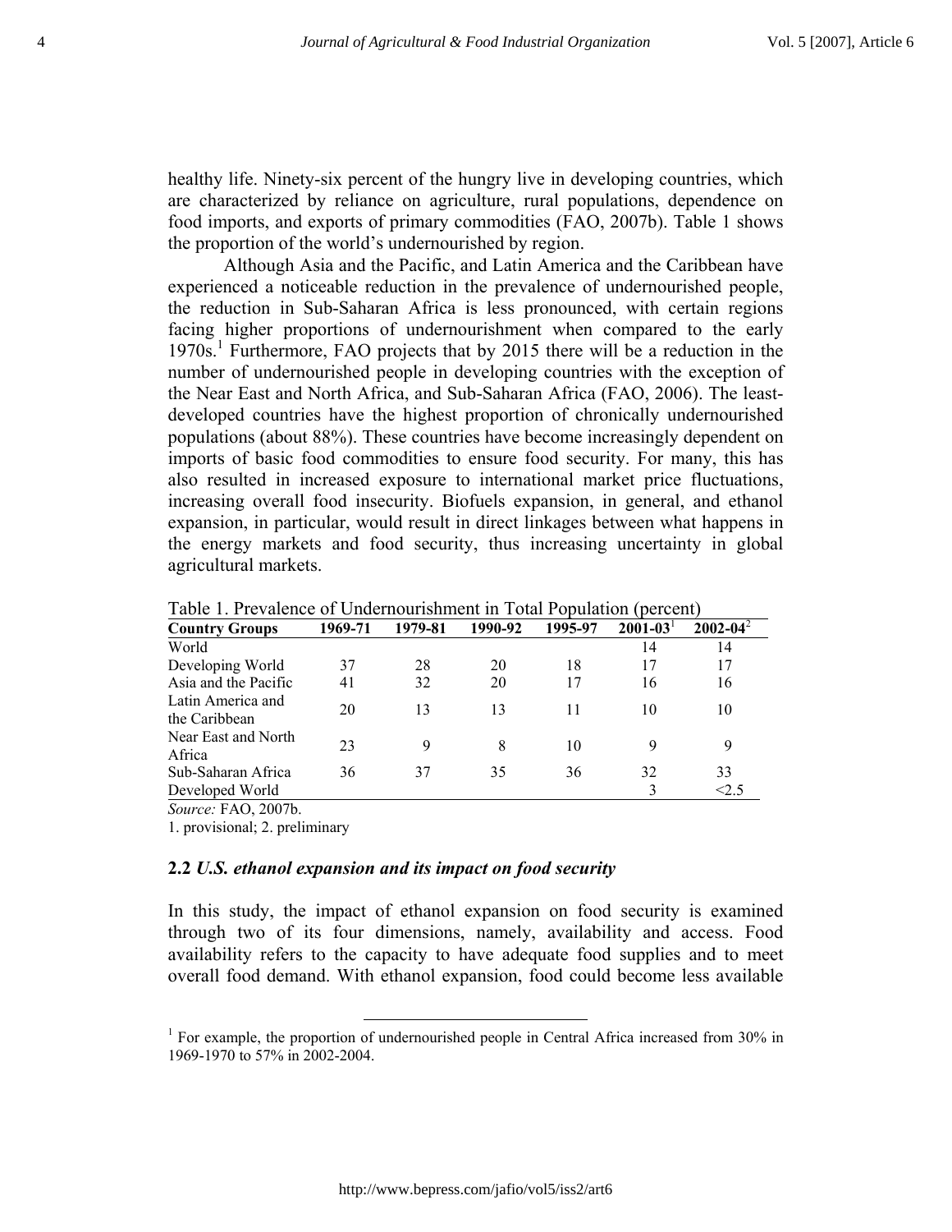healthy life. Ninety-six percent of the hungry live in developing countries, which are characterized by reliance on agriculture, rural populations, dependence on food imports, and exports of primary commodities (FAO, 2007b). Table 1 shows the proportion of the world's undernourished by region.

Although Asia and the Pacific, and Latin America and the Caribbean have experienced a noticeable reduction in the prevalence of undernourished people, the reduction in Sub-Saharan Africa is less pronounced, with certain regions facing higher proportions of undernourishment when compared to the early 1970s.[1] Furthermore, FAO projects that by 2015 there will be a reduction in the number of undernourished people in developing countries with the exception of the Near East and North Africa, and Sub-Saharan Africa (FAO, 2006). The least-developed countries have the highest proportion of chronically undernourished populations (about 88%). These countries have become increasingly dependent on imports of basic food commodities to ensure food security. For many, this has also resulted in increased exposure to international market price fluctuations, increasing overall food insecurity. Biofuels expansion, in general, and ethanol expansion, in particular, would result in direct linkages between what happens in the energy markets and food security, thus increasing uncertainty in global agricultural markets.

Table 1. Prevalence of Undernourishment in Total Population (percent)

| **Country Groups** | **1969-71** | **1979-81** | **1990-92** | **1995-97** | **2001-03**[1] | **2002-04**[2] |
|---|---|---|---|---|---|---|
| World | | | | | 14 | 14 |
| Developing World | 37 | 28 | 20 | 18 | 17 | 17 |
| Asia and the Pacific | 41 | 32 | 20 | 17 | 16 | 16 |
| Latin America and the Caribbean | 20 | 13 | 13 | 11 | 10 | 10 |
| Near East and North Africa | 23 | 9 | 8 | 10 | 9 | 9 |
| Sub-Saharan Africa | 36 | 37 | 35 | 36 | 32 | 33 |
| Developed World | | | | | 3 | <2.5 |

*Source:* FAO, 2007b.

1. provisional; 2. preliminary

### 2.2 *U.S. ethanol expansion and its impact on food security*

In this study, the impact of ethanol expansion on food security is examined through two of its four dimensions, namely, availability and access. Food availability refers to the capacity to have adequate food supplies and to meet overall food demand. With ethanol expansion, food could become less available

[1] For example, the proportion of undernourished people in Central Africa increased from 30% in 1969-1970 to 57% in 2002-2004.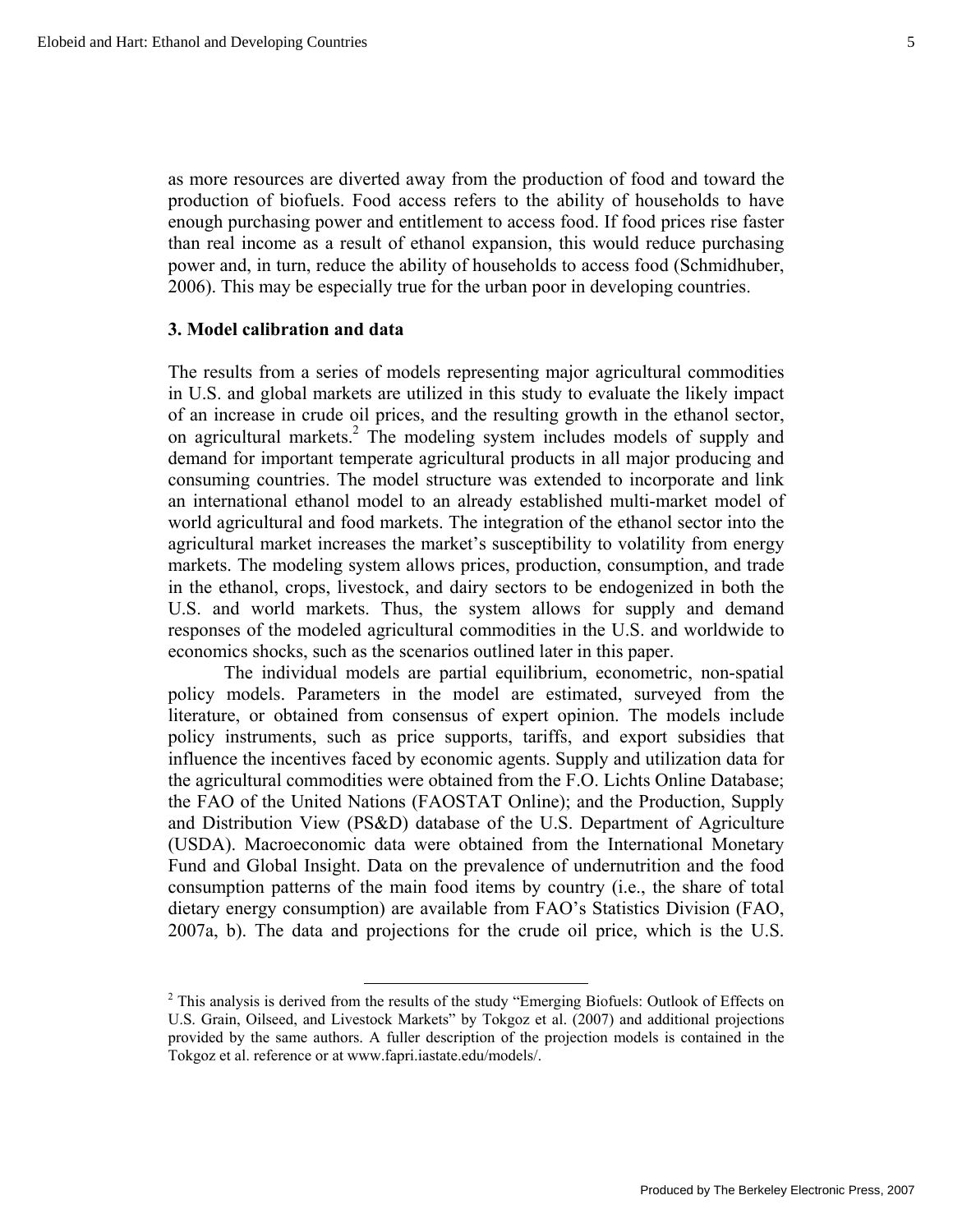as more resources are diverted away from the production of food and toward the production of biofuels. Food access refers to the ability of households to have enough purchasing power and entitlement to access food. If food prices rise faster than real income as a result of ethanol expansion, this would reduce purchasing power and, in turn, reduce the ability of households to access food (Schmidhuber, 2006). This may be especially true for the urban poor in developing countries.

## 3. Model calibration and data

The results from a series of models representing major agricultural commodities in U.S. and global markets are utilized in this study to evaluate the likely impact of an increase in crude oil prices, and the resulting growth in the ethanol sector, on agricultural markets.[2] The modeling system includes models of supply and demand for important temperate agricultural products in all major producing and consuming countries. The model structure was extended to incorporate and link an international ethanol model to an already established multi-market model of world agricultural and food markets. The integration of the ethanol sector into the agricultural market increases the market's susceptibility to volatility from energy markets. The modeling system allows prices, production, consumption, and trade in the ethanol, crops, livestock, and dairy sectors to be endogenized in both the U.S. and world markets. Thus, the system allows for supply and demand responses of the modeled agricultural commodities in the U.S. and worldwide to economics shocks, such as the scenarios outlined later in this paper.

The individual models are partial equilibrium, econometric, non-spatial policy models. Parameters in the model are estimated, surveyed from the literature, or obtained from consensus of expert opinion. The models include policy instruments, such as price supports, tariffs, and export subsidies that influence the incentives faced by economic agents. Supply and utilization data for the agricultural commodities were obtained from the F.O. Lichts Online Database; the FAO of the United Nations (FAOSTAT Online); and the Production, Supply and Distribution View (PS&D) database of the U.S. Department of Agriculture (USDA). Macroeconomic data were obtained from the International Monetary Fund and Global Insight. Data on the prevalence of undernutrition and the food consumption patterns of the main food items by country (i.e., the share of total dietary energy consumption) are available from FAO's Statistics Division (FAO, 2007a, b). The data and projections for the crude oil price, which is the U.S.

[2] This analysis is derived from the results of the study "Emerging Biofuels: Outlook of Effects on U.S. Grain, Oilseed, and Livestock Markets" by Tokgoz et al. (2007) and additional projections provided by the same authors. A fuller description of the projection models is contained in the Tokgoz et al. reference or at www.fapri.iastate.edu/models/.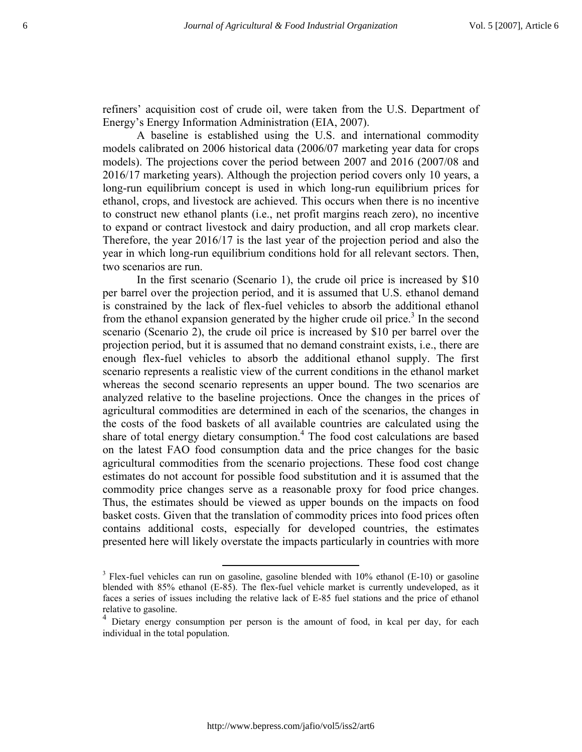refiners' acquisition cost of crude oil, were taken from the U.S. Department of Energy's Energy Information Administration (EIA, 2007).

A baseline is established using the U.S. and international commodity models calibrated on 2006 historical data (2006/07 marketing year data for crops models). The projections cover the period between 2007 and 2016 (2007/08 and 2016/17 marketing years). Although the projection period covers only 10 years, a long-run equilibrium concept is used in which long-run equilibrium prices for ethanol, crops, and livestock are achieved. This occurs when there is no incentive to construct new ethanol plants (i.e., net profit margins reach zero), no incentive to expand or contract livestock and dairy production, and all crop markets clear. Therefore, the year 2016/17 is the last year of the projection period and also the year in which long-run equilibrium conditions hold for all relevant sectors. Then, two scenarios are run.

In the first scenario (Scenario 1), the crude oil price is increased by $10 per barrel over the projection period, and it is assumed that U.S. ethanol demand is constrained by the lack of flex-fuel vehicles to absorb the additional ethanol from the ethanol expansion generated by the higher crude oil price.[3] In the second scenario (Scenario 2), the crude oil price is increased by $10 per barrel over the projection period, but it is assumed that no demand constraint exists, i.e., there are enough flex-fuel vehicles to absorb the additional ethanol supply. The first scenario represents a realistic view of the current conditions in the ethanol market whereas the second scenario represents an upper bound. The two scenarios are analyzed relative to the baseline projections. Once the changes in the prices of agricultural commodities are determined in each of the scenarios, the changes in the costs of the food baskets of all available countries are calculated using the share of total energy dietary consumption.[4] The food cost calculations are based on the latest FAO food consumption data and the price changes for the basic agricultural commodities from the scenario projections. These food cost change estimates do not account for possible food substitution and it is assumed that the commodity price changes serve as a reasonable proxy for food price changes. Thus, the estimates should be viewed as upper bounds on the impacts on food basket costs. Given that the translation of commodity prices into food prices often contains additional costs, especially for developed countries, the estimates presented here will likely overstate the impacts particularly in countries with more

[3] Flex-fuel vehicles can run on gasoline, gasoline blended with 10% ethanol (E-10) or gasoline blended with 85% ethanol (E-85). The flex-fuel vehicle market is currently undeveloped, as it faces a series of issues including the relative lack of E-85 fuel stations and the price of ethanol relative to gasoline.

[4] Dietary energy consumption per person is the amount of food, in kcal per day, for each individual in the total population.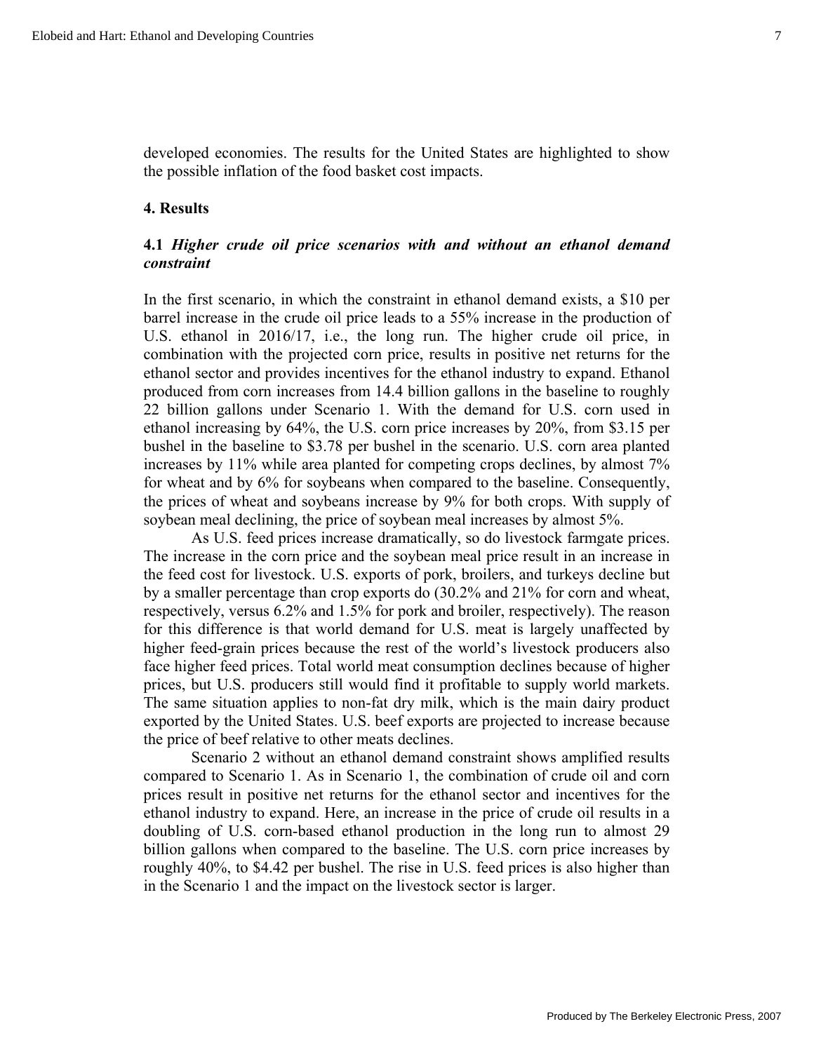developed economies. The results for the United States are highlighted to show the possible inflation of the food basket cost impacts.

## 4. Results

### 4.1 *Higher crude oil price scenarios with and without an ethanol demand constraint*

In the first scenario, in which the constraint in ethanol demand exists, a $10 per barrel increase in the crude oil price leads to a 55% increase in the production of U.S. ethanol in 2016/17, i.e., the long run. The higher crude oil price, in combination with the projected corn price, results in positive net returns for the ethanol sector and provides incentives for the ethanol industry to expand. Ethanol produced from corn increases from 14.4 billion gallons in the baseline to roughly 22 billion gallons under Scenario 1. With the demand for U.S. corn used in ethanol increasing by 64%, the U.S. corn price increases by 20%, from $3.15 per bushel in the baseline to $3.78 per bushel in the scenario. U.S. corn area planted increases by 11% while area planted for competing crops declines, by almost 7% for wheat and by 6% for soybeans when compared to the baseline. Consequently, the prices of wheat and soybeans increase by 9% for both crops. With supply of soybean meal declining, the price of soybean meal increases by almost 5%.

As U.S. feed prices increase dramatically, so do livestock farmgate prices. The increase in the corn price and the soybean meal price result in an increase in the feed cost for livestock. U.S. exports of pork, broilers, and turkeys decline but by a smaller percentage than crop exports do (30.2% and 21% for corn and wheat, respectively, versus 6.2% and 1.5% for pork and broiler, respectively). The reason for this difference is that world demand for U.S. meat is largely unaffected by higher feed-grain prices because the rest of the world's livestock producers also face higher feed prices. Total world meat consumption declines because of higher prices, but U.S. producers still would find it profitable to supply world markets. The same situation applies to non-fat dry milk, which is the main dairy product exported by the United States. U.S. beef exports are projected to increase because the price of beef relative to other meats declines.

Scenario 2 without an ethanol demand constraint shows amplified results compared to Scenario 1. As in Scenario 1, the combination of crude oil and corn prices result in positive net returns for the ethanol sector and incentives for the ethanol industry to expand. Here, an increase in the price of crude oil results in a doubling of U.S. corn-based ethanol production in the long run to almost 29 billion gallons when compared to the baseline. The U.S. corn price increases by roughly 40%, to $4.42 per bushel. The rise in U.S. feed prices is also higher than in the Scenario 1 and the impact on the livestock sector is larger.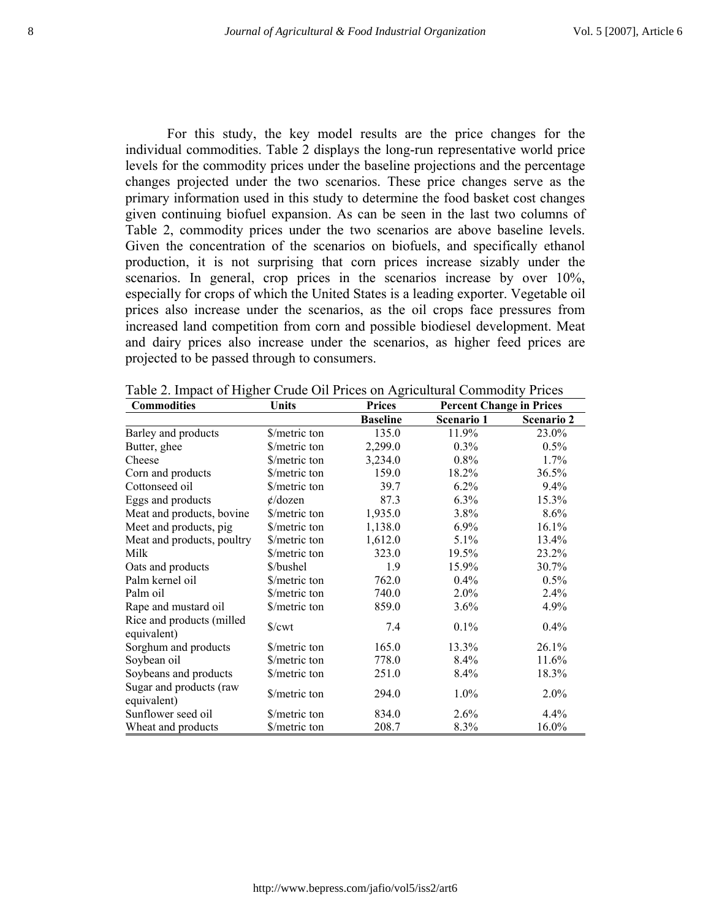For this study, the key model results are the price changes for the individual commodities. Table 2 displays the long-run representative world price levels for the commodity prices under the baseline projections and the percentage changes projected under the two scenarios. These price changes serve as the primary information used in this study to determine the food basket cost changes given continuing biofuel expansion. As can be seen in the last two columns of Table 2, commodity prices under the two scenarios are above baseline levels. Given the concentration of the scenarios on biofuels, and specifically ethanol production, it is not surprising that corn prices increase sizably under the scenarios. In general, crop prices in the scenarios increase by over 10%, especially for crops of which the United States is a leading exporter. Vegetable oil prices also increase under the scenarios, as the oil crops face pressures from increased land competition from corn and possible biodiesel development. Meat and dairy prices also increase under the scenarios, as higher feed prices are projected to be passed through to consumers.

Table 2. Impact of Higher Crude Oil Prices on Agricultural Commodity Prices

| Commodities | Units | Prices | Percent Change in Prices | |
|---|---|---|---|---|
| | | Baseline | Scenario 1 | Scenario 2 |
| Barley and products | $/metric ton | 135.0 | 11.9% | 23.0% |
| Butter, ghee | $/metric ton | 2,299.0 | 0.3% | 0.5% |
| Cheese | $/metric ton | 3,234.0 | 0.8% | 1.7% |
| Corn and products | $/metric ton | 159.0 | 18.2% | 36.5% |
| Cottonseed oil | $/metric ton | 39.7 | 6.2% | 9.4% |
| Eggs and products | ¢/dozen | 87.3 | 6.3% | 15.3% |
| Meat and products, bovine | $/metric ton | 1,935.0 | 3.8% | 8.6% |
| Meet and products, pig | $/metric ton | 1,138.0 | 6.9% | 16.1% |
| Meat and products, poultry | $/metric ton | 1,612.0 | 5.1% | 13.4% |
| Milk | $/metric ton | 323.0 | 19.5% | 23.2% |
| Oats and products | $/bushel | 1.9 | 15.9% | 30.7% |
| Palm kernel oil | $/metric ton | 762.0 | 0.4% | 0.5% |
| Palm oil | $/metric ton | 740.0 | 2.0% | 2.4% |
| Rape and mustard oil | $/metric ton | 859.0 | 3.6% | 4.9% |
| Rice and products (milled equivalent) | $/cwt | 7.4 | 0.1% | 0.4% |
| Sorghum and products | $/metric ton | 165.0 | 13.3% | 26.1% |
| Soybean oil | $/metric ton | 778.0 | 8.4% | 11.6% |
| Soybeans and products | $/metric ton | 251.0 | 8.4% | 18.3% |
| Sugar and products (raw equivalent) | $/metric ton | 294.0 | 1.0% | 2.0% |
| Sunflower seed oil | $/metric ton | 834.0 | 2.6% | 4.4% |
| Wheat and products | $/metric ton | 208.7 | 8.3% | 16.0% |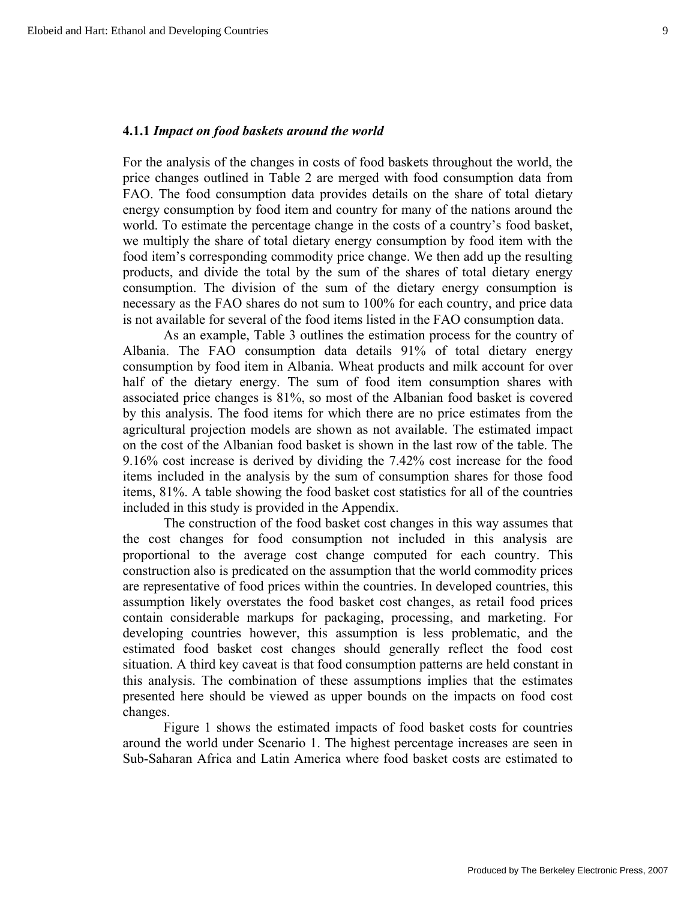### 4.1.1 *Impact on food baskets around the world*

For the analysis of the changes in costs of food baskets throughout the world, the price changes outlined in Table 2 are merged with food consumption data from FAO. The food consumption data provides details on the share of total dietary energy consumption by food item and country for many of the nations around the world. To estimate the percentage change in the costs of a country's food basket, we multiply the share of total dietary energy consumption by food item with the food item's corresponding commodity price change. We then add up the resulting products, and divide the total by the sum of the shares of total dietary energy consumption. The division of the sum of the dietary energy consumption is necessary as the FAO shares do not sum to 100% for each country, and price data is not available for several of the food items listed in the FAO consumption data.

As an example, Table 3 outlines the estimation process for the country of Albania. The FAO consumption data details 91% of total dietary energy consumption by food item in Albania. Wheat products and milk account for over half of the dietary energy. The sum of food item consumption shares with associated price changes is 81%, so most of the Albanian food basket is covered by this analysis. The food items for which there are no price estimates from the agricultural projection models are shown as not available. The estimated impact on the cost of the Albanian food basket is shown in the last row of the table. The 9.16% cost increase is derived by dividing the 7.42% cost increase for the food items included in the analysis by the sum of consumption shares for those food items, 81%. A table showing the food basket cost statistics for all of the countries included in this study is provided in the Appendix.

The construction of the food basket cost changes in this way assumes that the cost changes for food consumption not included in this analysis are proportional to the average cost change computed for each country. This construction also is predicated on the assumption that the world commodity prices are representative of food prices within the countries. In developed countries, this assumption likely overstates the food basket cost changes, as retail food prices contain considerable markups for packaging, processing, and marketing. For developing countries however, this assumption is less problematic, and the estimated food basket cost changes should generally reflect the food cost situation. A third key caveat is that food consumption patterns are held constant in this analysis. The combination of these assumptions implies that the estimates presented here should be viewed as upper bounds on the impacts on food cost changes.

Figure 1 shows the estimated impacts of food basket costs for countries around the world under Scenario 1. The highest percentage increases are seen in Sub-Saharan Africa and Latin America where food basket costs are estimated to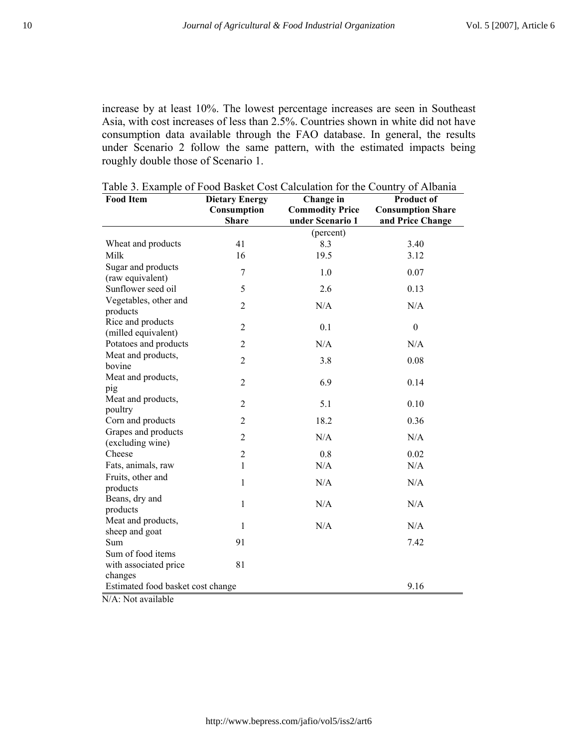increase by at least 10%. The lowest percentage increases are seen in Southeast Asia, with cost increases of less than 2.5%. Countries shown in white did not have consumption data available through the FAO database. In general, the results under Scenario 2 follow the same pattern, with the estimated impacts being roughly double those of Scenario 1.

Table 3. Example of Food Basket Cost Calculation for the Country of Albania

| Food Item | Dietary Energy Consumption Share | Change in Commodity Price under Scenario 1 | Product of Consumption Share and Price Change |
|---|---|---|---|
| | | (percent) | |
| Wheat and products | 41 | 8.3 | 3.40 |
| Milk | 16 | 19.5 | 3.12 |
| Sugar and products (raw equivalent) | 7 | 1.0 | 0.07 |
| Sunflower seed oil | 5 | 2.6 | 0.13 |
| Vegetables, other and products | 2 | N/A | N/A |
| Rice and products (milled equivalent) | 2 | 0.1 | 0 |
| Potatoes and products | 2 | N/A | N/A |
| Meat and products, bovine | 2 | 3.8 | 0.08 |
| Meat and products, pig | 2 | 6.9 | 0.14 |
| Meat and products, poultry | 2 | 5.1 | 0.10 |
| Corn and products | 2 | 18.2 | 0.36 |
| Grapes and products (excluding wine) | 2 | N/A | N/A |
| Cheese | 2 | 0.8 | 0.02 |
| Fats, animals, raw | 1 | N/A | N/A |
| Fruits, other and products | 1 | N/A | N/A |
| Beans, dry and products | 1 | N/A | N/A |
| Meat and products, sheep and goat | 1 | N/A | N/A |
| Sum | 91 | | 7.42 |
| Sum of food items with associated price changes | 81 | | |
| Estimated food basket cost change | | | 9.16 |

N/A: Not available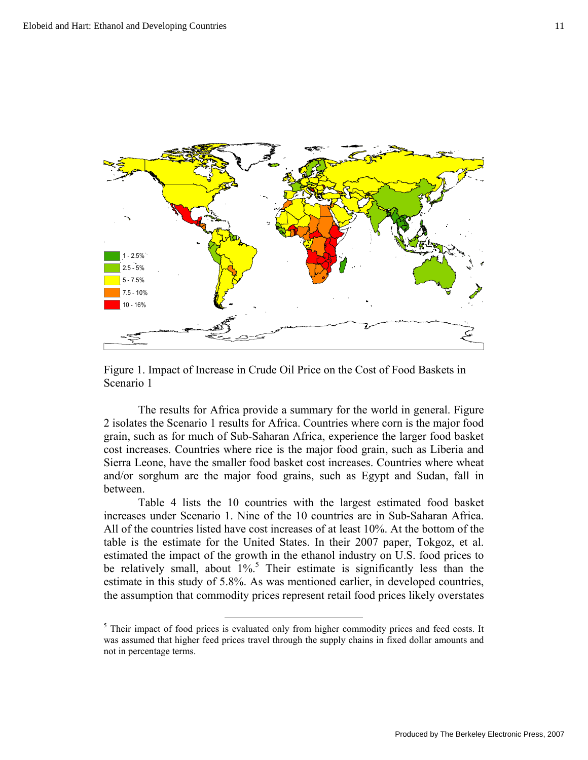Figure 1. Impact of Increase in Crude Oil Price on the Cost of Food Baskets in Scenario 1

The results for Africa provide a summary for the world in general. Figure 2 isolates the Scenario 1 results for Africa. Countries where corn is the major food grain, such as for much of Sub-Saharan Africa, experience the larger food basket cost increases. Countries where rice is the major food grain, such as Liberia and Sierra Leone, have the smaller food basket cost increases. Countries where wheat and/or sorghum are the major food grains, such as Egypt and Sudan, fall in between.

Table 4 lists the 10 countries with the largest estimated food basket increases under Scenario 1. Nine of the 10 countries are in Sub-Saharan Africa. All of the countries listed have cost increases of at least 10%. At the bottom of the table is the estimate for the United States. In their 2007 paper, Tokgoz, et al. estimated the impact of the growth in the ethanol industry on U.S. food prices to be relatively small, about 1%.[5] Their estimate is significantly less than the estimate in this study of 5.8%. As was mentioned earlier, in developed countries, the assumption that commodity prices represent retail food prices likely overstates

---

[5] Their impact of food prices is evaluated only from higher commodity prices and feed costs. It was assumed that higher feed prices travel through the supply chains in fixed dollar amounts and not in percentage terms.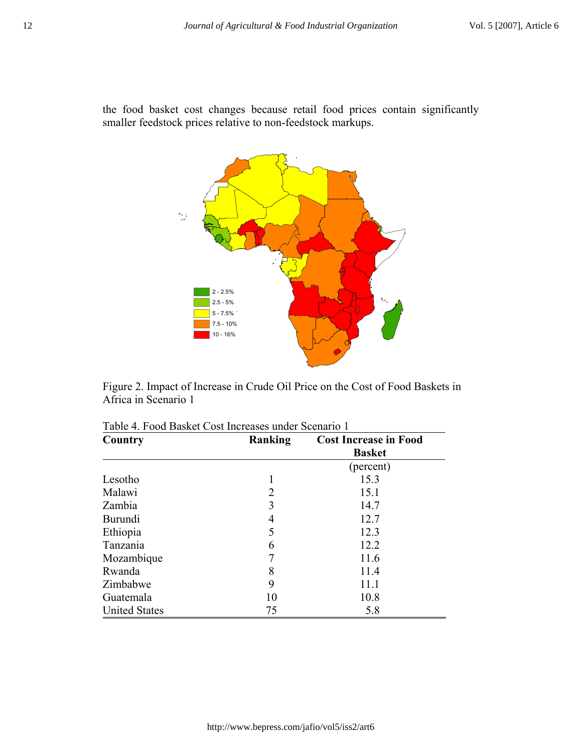the food basket cost changes because retail food prices contain significantly smaller feedstock prices relative to non-feedstock markups.

Figure 2. Impact of Increase in Crude Oil Price on the Cost of Food Baskets in Africa in Scenario 1

Table 4. Food Basket Cost Increases under Scenario 1

| Country | Ranking | Cost Increase in Food Basket |
|---|---|---|
| | | (percent) |
| Lesotho | 1 | 15.3 |
| Malawi | 2 | 15.1 |
| Zambia | 3 | 14.7 |
| Burundi | 4 | 12.7 |
| Ethiopia | 5 | 12.3 |
| Tanzania | 6 | 12.2 |
| Mozambique | 7 | 11.6 |
| Rwanda | 8 | 11.4 |
| Zimbabwe | 9 | 11.1 |
| Guatemala | 10 | 10.8 |
| United States | 75 | 5.8 |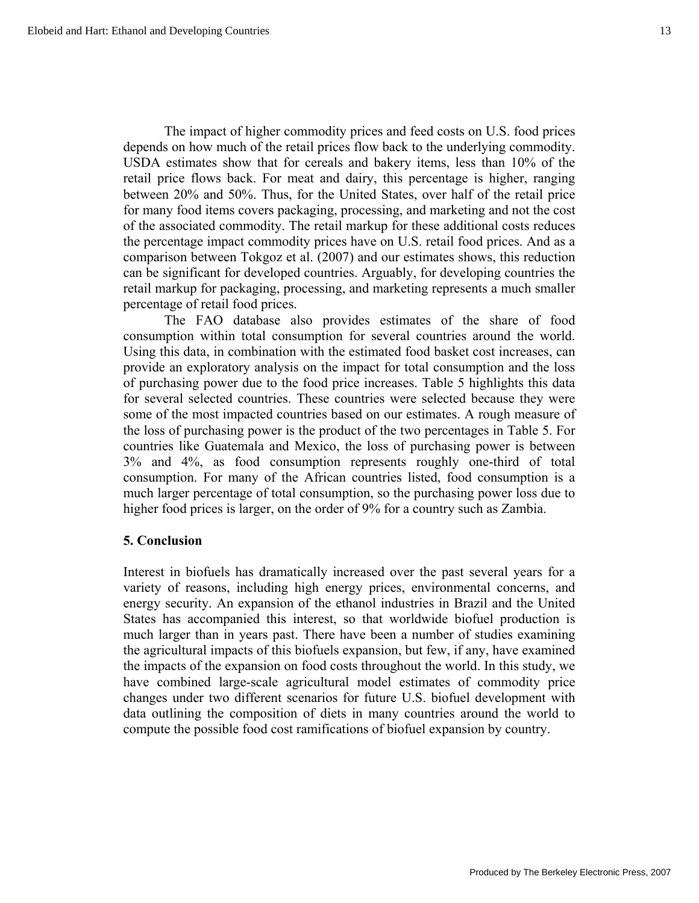The impact of higher commodity prices and feed costs on U.S. food prices depends on how much of the retail prices flow back to the underlying commodity. USDA estimates show that for cereals and bakery items, less than 10% of the retail price flows back. For meat and dairy, this percentage is higher, ranging between 20% and 50%. Thus, for the United States, over half of the retail price for many food items covers packaging, processing, and marketing and not the cost of the associated commodity. The retail markup for these additional costs reduces the percentage impact commodity prices have on U.S. retail food prices. And as a comparison between Tokgoz et al. (2007) and our estimates shows, this reduction can be significant for developed countries. Arguably, for developing countries the retail markup for packaging, processing, and marketing represents a much smaller percentage of retail food prices.

The FAO database also provides estimates of the share of food consumption within total consumption for several countries around the world. Using this data, in combination with the estimated food basket cost increases, can provide an exploratory analysis on the impact for total consumption and the loss of purchasing power due to the food price increases. Table 5 highlights this data for several selected countries. These countries were selected because they were some of the most impacted countries based on our estimates. A rough measure of the loss of purchasing power is the product of the two percentages in Table 5. For countries like Guatemala and Mexico, the loss of purchasing power is between 3% and 4%, as food consumption represents roughly one-third of total consumption. For many of the African countries listed, food consumption is a much larger percentage of total consumption, so the purchasing power loss due to higher food prices is larger, on the order of 9% for a country such as Zambia.

## 5. Conclusion

Interest in biofuels has dramatically increased over the past several years for a variety of reasons, including high energy prices, environmental concerns, and energy security. An expansion of the ethanol industries in Brazil and the United States has accompanied this interest, so that worldwide biofuel production is much larger than in years past. There have been a number of studies examining the agricultural impacts of this biofuels expansion, but few, if any, have examined the impacts of the expansion on food costs throughout the world. In this study, we have combined large-scale agricultural model estimates of commodity price changes under two different scenarios for future U.S. biofuel development with data outlining the composition of diets in many countries around the world to compute the possible food cost ramifications of biofuel expansion by country.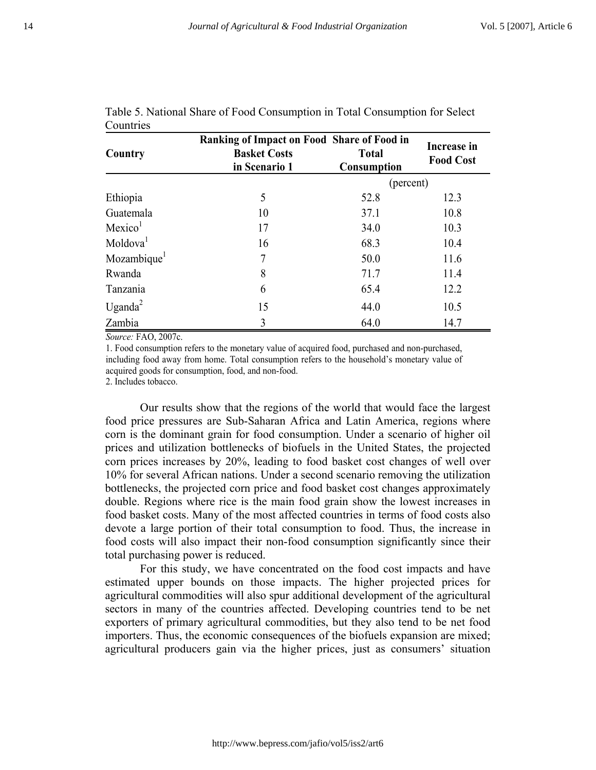Table 5. National Share of Food Consumption in Total Consumption for Select Countries

| Country | Ranking of Impact on Food Basket Costs in Scenario 1 | Share of Food in Total Consumption | Increase in Food Cost |
|---|---|---|---|
| | | (percent) | |
| Ethiopia | 5 | 52.8 | 12.3 |
| Guatemala | 10 | 37.1 | 10.8 |
| Mexico[1] | 17 | 34.0 | 10.3 |
| Moldova[1] | 16 | 68.3 | 10.4 |
| Mozambique[1] | 7 | 50.0 | 11.6 |
| Rwanda | 8 | 71.7 | 11.4 |
| Tanzania | 6 | 65.4 | 12.2 |
| Uganda[2] | 15 | 44.0 | 10.5 |
| Zambia | 3 | 64.0 | 14.7 |

*Source:* FAO, 2007c.

1. Food consumption refers to the monetary value of acquired food, purchased and non-purchased, including food away from home. Total consumption refers to the household's monetary value of acquired goods for consumption, food, and non-food.
2. Includes tobacco.

Our results show that the regions of the world that would face the largest food price pressures are Sub-Saharan Africa and Latin America, regions where corn is the dominant grain for food consumption. Under a scenario of higher oil prices and utilization bottlenecks of biofuels in the United States, the projected corn prices increases by 20%, leading to food basket cost changes of well over 10% for several African nations. Under a second scenario removing the utilization bottlenecks, the projected corn price and food basket cost changes approximately double. Regions where rice is the main food grain show the lowest increases in food basket costs. Many of the most affected countries in terms of food costs also devote a large portion of their total consumption to food. Thus, the increase in food costs will also impact their non-food consumption significantly since their total purchasing power is reduced.

For this study, we have concentrated on the food cost impacts and have estimated upper bounds on those impacts. The higher projected prices for agricultural commodities will also spur additional development of the agricultural sectors in many of the countries affected. Developing countries tend to be net exporters of primary agricultural commodities, but they also tend to be net food importers. Thus, the economic consequences of the biofuels expansion are mixed; agricultural producers gain via the higher prices, just as consumers' situation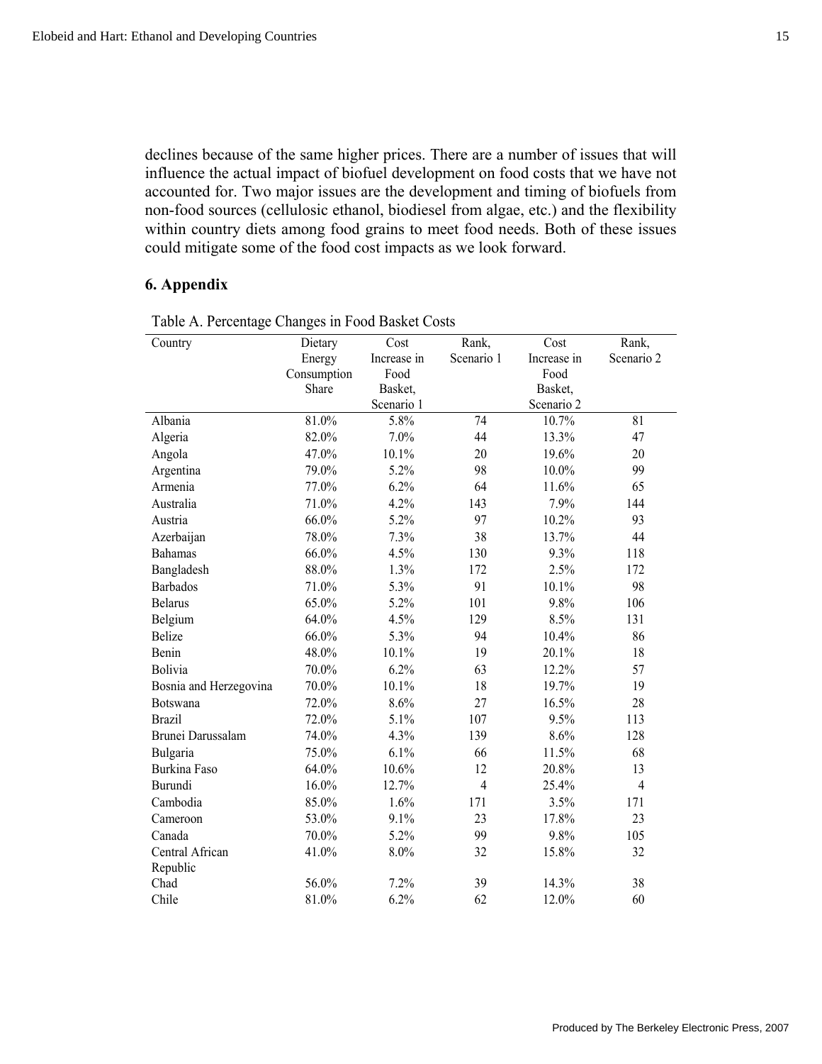declines because of the same higher prices. There are a number of issues that will influence the actual impact of biofuel development on food costs that we have not accounted for. Two major issues are the development and timing of biofuels from non-food sources (cellulosic ethanol, biodiesel from algae, etc.) and the flexibility within country diets among food grains to meet food needs. Both of these issues could mitigate some of the food cost impacts as we look forward.

## 6. Appendix

Table A. Percentage Changes in Food Basket Costs

| Country | Dietary Energy Consumption Share | Cost Increase in Food Basket, Scenario 1 | Rank, Scenario 1 | Cost Increase in Food Basket, Scenario 2 | Rank, Scenario 2 |
|---|---|---|---|---|---|
| Albania | 81.0% | 5.8% | 74 | 10.7% | 81 |
| Algeria | 82.0% | 7.0% | 44 | 13.3% | 47 |
| Angola | 47.0% | 10.1% | 20 | 19.6% | 20 |
| Argentina | 79.0% | 5.2% | 98 | 10.0% | 99 |
| Armenia | 77.0% | 6.2% | 64 | 11.6% | 65 |
| Australia | 71.0% | 4.2% | 143 | 7.9% | 144 |
| Austria | 66.0% | 5.2% | 97 | 10.2% | 93 |
| Azerbaijan | 78.0% | 7.3% | 38 | 13.7% | 44 |
| Bahamas | 66.0% | 4.5% | 130 | 9.3% | 118 |
| Bangladesh | 88.0% | 1.3% | 172 | 2.5% | 172 |
| Barbados | 71.0% | 5.3% | 91 | 10.1% | 98 |
| Belarus | 65.0% | 5.2% | 101 | 9.8% | 106 |
| Belgium | 64.0% | 4.5% | 129 | 8.5% | 131 |
| Belize | 66.0% | 5.3% | 94 | 10.4% | 86 |
| Benin | 48.0% | 10.1% | 19 | 20.1% | 18 |
| Bolivia | 70.0% | 6.2% | 63 | 12.2% | 57 |
| Bosnia and Herzegovina | 70.0% | 10.1% | 18 | 19.7% | 19 |
| Botswana | 72.0% | 8.6% | 27 | 16.5% | 28 |
| Brazil | 72.0% | 5.1% | 107 | 9.5% | 113 |
| Brunei Darussalam | 74.0% | 4.3% | 139 | 8.6% | 128 |
| Bulgaria | 75.0% | 6.1% | 66 | 11.5% | 68 |
| Burkina Faso | 64.0% | 10.6% | 12 | 20.8% | 13 |
| Burundi | 16.0% | 12.7% | 4 | 25.4% | 4 |
| Cambodia | 85.0% | 1.6% | 171 | 3.5% | 171 |
| Cameroon | 53.0% | 9.1% | 23 | 17.8% | 23 |
| Canada | 70.0% | 5.2% | 99 | 9.8% | 105 |
| Central African Republic | 41.0% | 8.0% | 32 | 15.8% | 32 |
| Chad | 56.0% | 7.2% | 39 | 14.3% | 38 |
| Chile | 81.0% | 6.2% | 62 | 12.0% | 60 |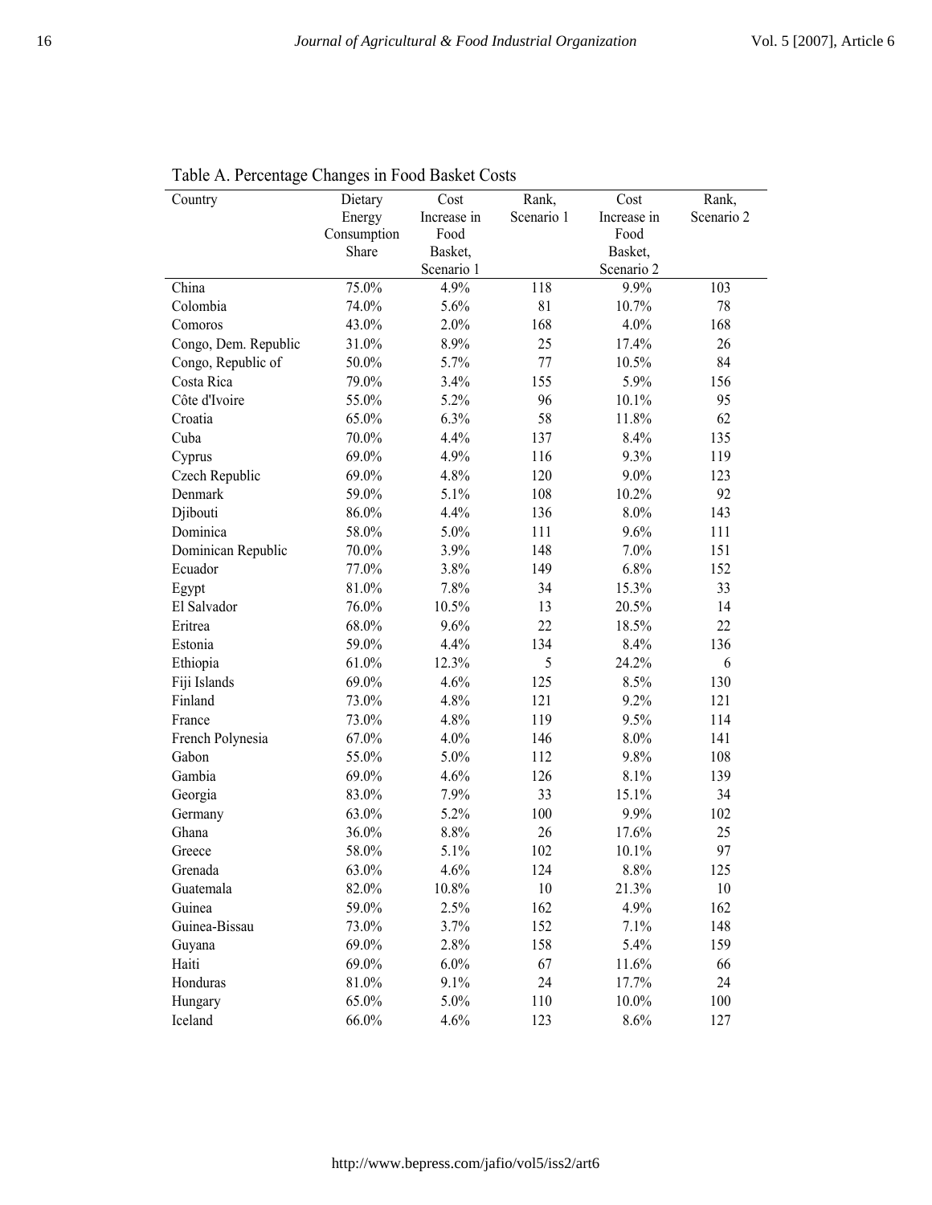Table A. Percentage Changes in Food Basket Costs

| Country | Dietary Energy Consumption Share | Cost Increase in Food Basket, Scenario 1 | Rank, Scenario 1 | Cost Increase in Food Basket, Scenario 2 | Rank, Scenario 2 |
|---|---|---|---|---|---|
| China | 75.0% | 4.9% | 118 | 9.9% | 103 |
| Colombia | 74.0% | 5.6% | 81 | 10.7% | 78 |
| Comoros | 43.0% | 2.0% | 168 | 4.0% | 168 |
| Congo, Dem. Republic | 31.0% | 8.9% | 25 | 17.4% | 26 |
| Congo, Republic of | 50.0% | 5.7% | 77 | 10.5% | 84 |
| Costa Rica | 79.0% | 3.4% | 155 | 5.9% | 156 |
| Côte d'Ivoire | 55.0% | 5.2% | 96 | 10.1% | 95 |
| Croatia | 65.0% | 6.3% | 58 | 11.8% | 62 |
| Cuba | 70.0% | 4.4% | 137 | 8.4% | 135 |
| Cyprus | 69.0% | 4.9% | 116 | 9.3% | 119 |
| Czech Republic | 69.0% | 4.8% | 120 | 9.0% | 123 |
| Denmark | 59.0% | 5.1% | 108 | 10.2% | 92 |
| Djibouti | 86.0% | 4.4% | 136 | 8.0% | 143 |
| Dominica | 58.0% | 5.0% | 111 | 9.6% | 111 |
| Dominican Republic | 70.0% | 3.9% | 148 | 7.0% | 151 |
| Ecuador | 77.0% | 3.8% | 149 | 6.8% | 152 |
| Egypt | 81.0% | 7.8% | 34 | 15.3% | 33 |
| El Salvador | 76.0% | 10.5% | 13 | 20.5% | 14 |
| Eritrea | 68.0% | 9.6% | 22 | 18.5% | 22 |
| Estonia | 59.0% | 4.4% | 134 | 8.4% | 136 |
| Ethiopia | 61.0% | 12.3% | 5 | 24.2% | 6 |
| Fiji Islands | 69.0% | 4.6% | 125 | 8.5% | 130 |
| Finland | 73.0% | 4.8% | 121 | 9.2% | 121 |
| France | 73.0% | 4.8% | 119 | 9.5% | 114 |
| French Polynesia | 67.0% | 4.0% | 146 | 8.0% | 141 |
| Gabon | 55.0% | 5.0% | 112 | 9.8% | 108 |
| Gambia | 69.0% | 4.6% | 126 | 8.1% | 139 |
| Georgia | 83.0% | 7.9% | 33 | 15.1% | 34 |
| Germany | 63.0% | 5.2% | 100 | 9.9% | 102 |
| Ghana | 36.0% | 8.8% | 26 | 17.6% | 25 |
| Greece | 58.0% | 5.1% | 102 | 10.1% | 97 |
| Grenada | 63.0% | 4.6% | 124 | 8.8% | 125 |
| Guatemala | 82.0% | 10.8% | 10 | 21.3% | 10 |
| Guinea | 59.0% | 2.5% | 162 | 4.9% | 162 |
| Guinea-Bissau | 73.0% | 3.7% | 152 | 7.1% | 148 |
| Guyana | 69.0% | 2.8% | 158 | 5.4% | 159 |
| Haiti | 69.0% | 6.0% | 67 | 11.6% | 66 |
| Honduras | 81.0% | 9.1% | 24 | 17.7% | 24 |
| Hungary | 65.0% | 5.0% | 110 | 10.0% | 100 |
| Iceland | 66.0% | 4.6% | 123 | 8.6% | 127 |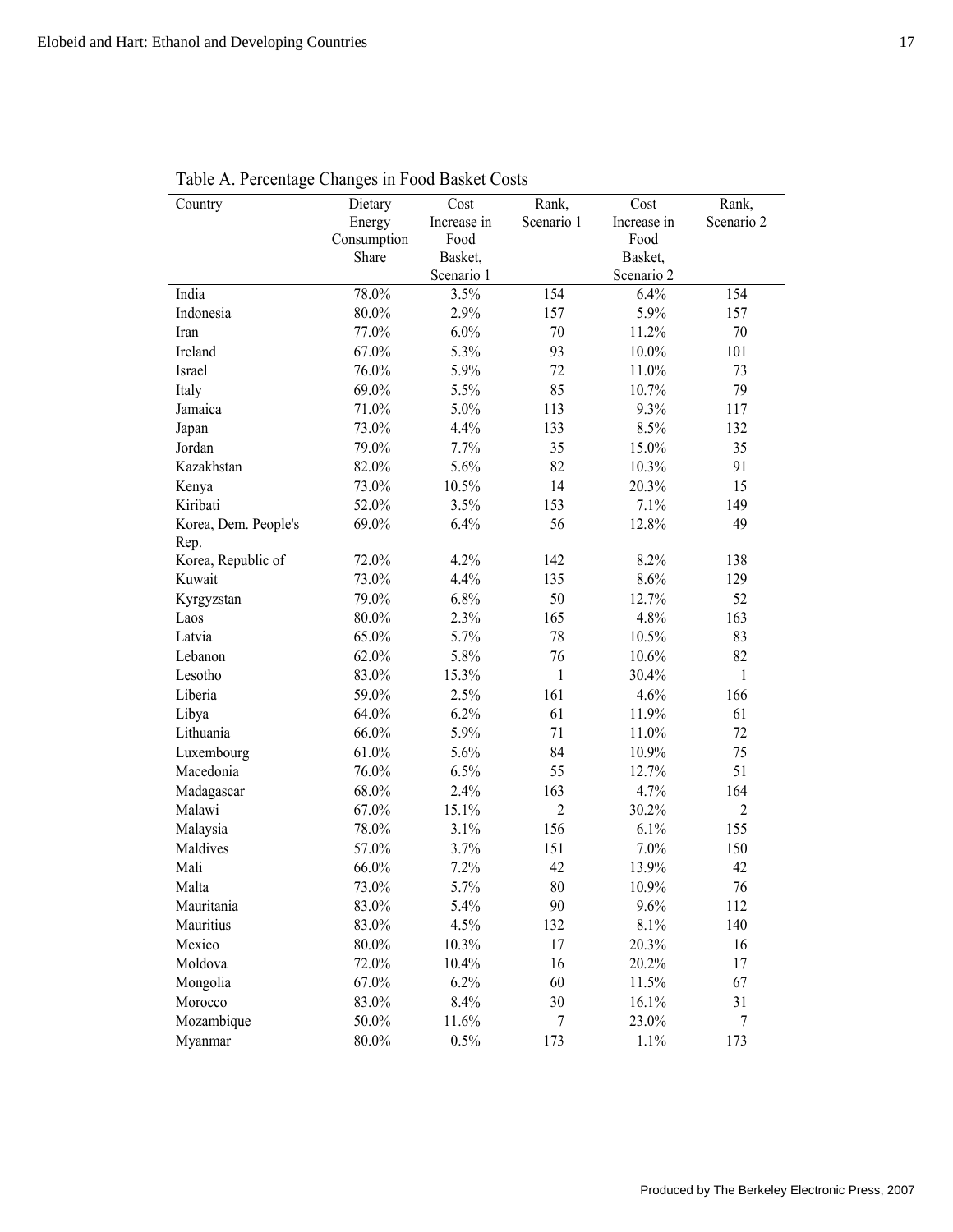Table A. Percentage Changes in Food Basket Costs

| Country | Dietary Energy Consumption Share | Cost Increase in Food Basket, Scenario 1 | Rank, Scenario 1 | Cost Increase in Food Basket, Scenario 2 | Rank, Scenario 2 |
|---|---|---|---|---|---|
| India | 78.0% | 3.5% | 154 | 6.4% | 154 |
| Indonesia | 80.0% | 2.9% | 157 | 5.9% | 157 |
| Iran | 77.0% | 6.0% | 70 | 11.2% | 70 |
| Ireland | 67.0% | 5.3% | 93 | 10.0% | 101 |
| Israel | 76.0% | 5.9% | 72 | 11.0% | 73 |
| Italy | 69.0% | 5.5% | 85 | 10.7% | 79 |
| Jamaica | 71.0% | 5.0% | 113 | 9.3% | 117 |
| Japan | 73.0% | 4.4% | 133 | 8.5% | 132 |
| Jordan | 79.0% | 7.7% | 35 | 15.0% | 35 |
| Kazakhstan | 82.0% | 5.6% | 82 | 10.3% | 91 |
| Kenya | 73.0% | 10.5% | 14 | 20.3% | 15 |
| Kiribati | 52.0% | 3.5% | 153 | 7.1% | 149 |
| Korea, Dem. People's Rep. | 69.0% | 6.4% | 56 | 12.8% | 49 |
| Korea, Republic of | 72.0% | 4.2% | 142 | 8.2% | 138 |
| Kuwait | 73.0% | 4.4% | 135 | 8.6% | 129 |
| Kyrgyzstan | 79.0% | 6.8% | 50 | 12.7% | 52 |
| Laos | 80.0% | 2.3% | 165 | 4.8% | 163 |
| Latvia | 65.0% | 5.7% | 78 | 10.5% | 83 |
| Lebanon | 62.0% | 5.8% | 76 | 10.6% | 82 |
| Lesotho | 83.0% | 15.3% | 1 | 30.4% | 1 |
| Liberia | 59.0% | 2.5% | 161 | 4.6% | 166 |
| Libya | 64.0% | 6.2% | 61 | 11.9% | 61 |
| Lithuania | 66.0% | 5.9% | 71 | 11.0% | 72 |
| Luxembourg | 61.0% | 5.6% | 84 | 10.9% | 75 |
| Macedonia | 76.0% | 6.5% | 55 | 12.7% | 51 |
| Madagascar | 68.0% | 2.4% | 163 | 4.7% | 164 |
| Malawi | 67.0% | 15.1% | 2 | 30.2% | 2 |
| Malaysia | 78.0% | 3.1% | 156 | 6.1% | 155 |
| Maldives | 57.0% | 3.7% | 151 | 7.0% | 150 |
| Mali | 66.0% | 7.2% | 42 | 13.9% | 42 |
| Malta | 73.0% | 5.7% | 80 | 10.9% | 76 |
| Mauritania | 83.0% | 5.4% | 90 | 9.6% | 112 |
| Mauritius | 83.0% | 4.5% | 132 | 8.1% | 140 |
| Mexico | 80.0% | 10.3% | 17 | 20.3% | 16 |
| Moldova | 72.0% | 10.4% | 16 | 20.2% | 17 |
| Mongolia | 67.0% | 6.2% | 60 | 11.5% | 67 |
| Morocco | 83.0% | 8.4% | 30 | 16.1% | 31 |
| Mozambique | 50.0% | 11.6% | 7 | 23.0% | 7 |
| Myanmar | 80.0% | 0.5% | 173 | 1.1% | 173 |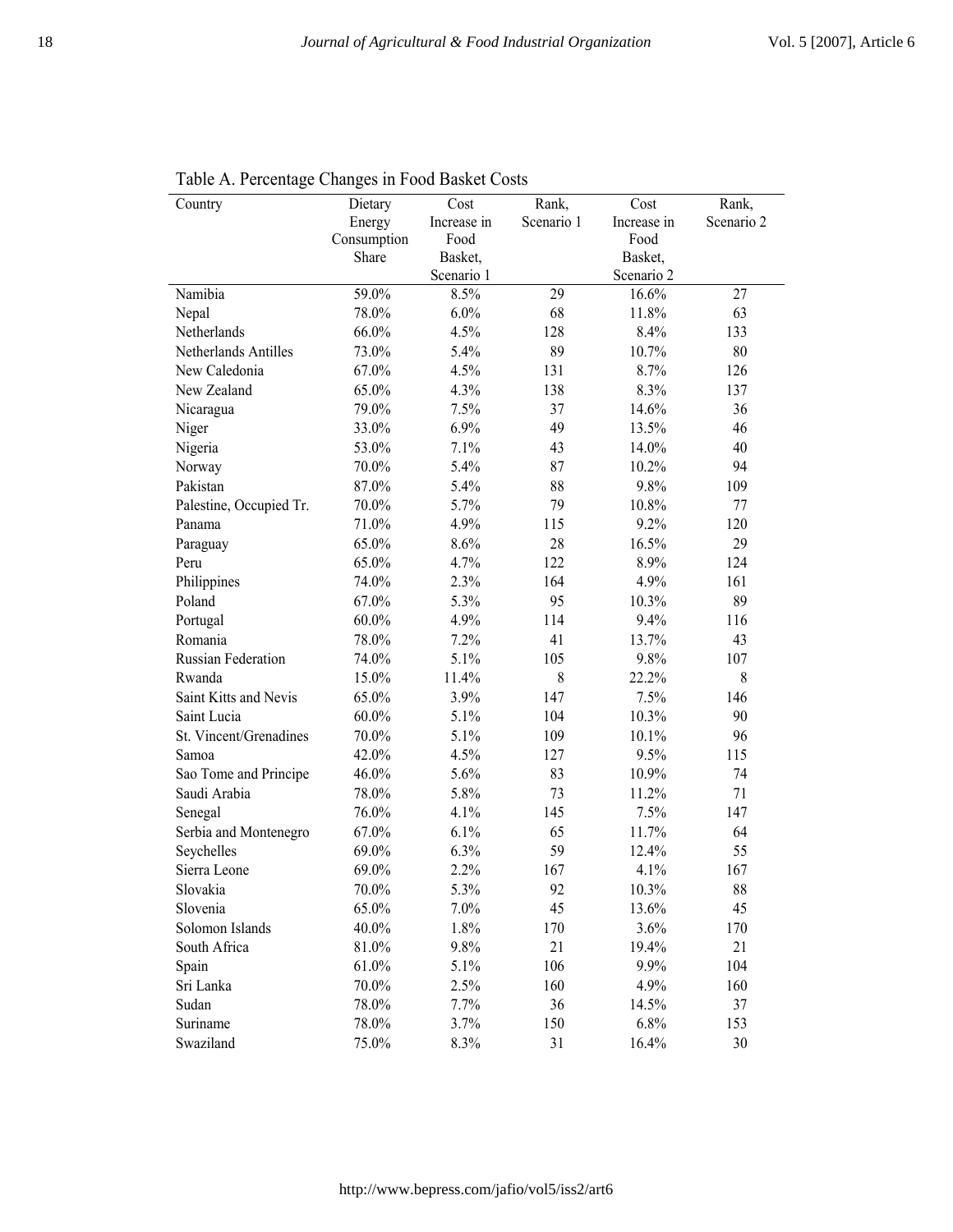Table A. Percentage Changes in Food Basket Costs

| Country | Dietary Energy Consumption Share | Cost Increase in Food Basket, Scenario 1 | Rank, Scenario 1 | Cost Increase in Food Basket, Scenario 2 | Rank, Scenario 2 |
|---|---|---|---|---|---|
| Namibia | 59.0% | 8.5% | 29 | 16.6% | 27 |
| Nepal | 78.0% | 6.0% | 68 | 11.8% | 63 |
| Netherlands | 66.0% | 4.5% | 128 | 8.4% | 133 |
| Netherlands Antilles | 73.0% | 5.4% | 89 | 10.7% | 80 |
| New Caledonia | 67.0% | 4.5% | 131 | 8.7% | 126 |
| New Zealand | 65.0% | 4.3% | 138 | 8.3% | 137 |
| Nicaragua | 79.0% | 7.5% | 37 | 14.6% | 36 |
| Niger | 33.0% | 6.9% | 49 | 13.5% | 46 |
| Nigeria | 53.0% | 7.1% | 43 | 14.0% | 40 |
| Norway | 70.0% | 5.4% | 87 | 10.2% | 94 |
| Pakistan | 87.0% | 5.4% | 88 | 9.8% | 109 |
| Palestine, Occupied Tr. | 70.0% | 5.7% | 79 | 10.8% | 77 |
| Panama | 71.0% | 4.9% | 115 | 9.2% | 120 |
| Paraguay | 65.0% | 8.6% | 28 | 16.5% | 29 |
| Peru | 65.0% | 4.7% | 122 | 8.9% | 124 |
| Philippines | 74.0% | 2.3% | 164 | 4.9% | 161 |
| Poland | 67.0% | 5.3% | 95 | 10.3% | 89 |
| Portugal | 60.0% | 4.9% | 114 | 9.4% | 116 |
| Romania | 78.0% | 7.2% | 41 | 13.7% | 43 |
| Russian Federation | 74.0% | 5.1% | 105 | 9.8% | 107 |
| Rwanda | 15.0% | 11.4% | 8 | 22.2% | 8 |
| Saint Kitts and Nevis | 65.0% | 3.9% | 147 | 7.5% | 146 |
| Saint Lucia | 60.0% | 5.1% | 104 | 10.3% | 90 |
| St. Vincent/Grenadines | 70.0% | 5.1% | 109 | 10.1% | 96 |
| Samoa | 42.0% | 4.5% | 127 | 9.5% | 115 |
| Sao Tome and Principe | 46.0% | 5.6% | 83 | 10.9% | 74 |
| Saudi Arabia | 78.0% | 5.8% | 73 | 11.2% | 71 |
| Senegal | 76.0% | 4.1% | 145 | 7.5% | 147 |
| Serbia and Montenegro | 67.0% | 6.1% | 65 | 11.7% | 64 |
| Seychelles | 69.0% | 6.3% | 59 | 12.4% | 55 |
| Sierra Leone | 69.0% | 2.2% | 167 | 4.1% | 167 |
| Slovakia | 70.0% | 5.3% | 92 | 10.3% | 88 |
| Slovenia | 65.0% | 7.0% | 45 | 13.6% | 45 |
| Solomon Islands | 40.0% | 1.8% | 170 | 3.6% | 170 |
| South Africa | 81.0% | 9.8% | 21 | 19.4% | 21 |
| Spain | 61.0% | 5.1% | 106 | 9.9% | 104 |
| Sri Lanka | 70.0% | 2.5% | 160 | 4.9% | 160 |
| Sudan | 78.0% | 7.7% | 36 | 14.5% | 37 |
| Suriname | 78.0% | 3.7% | 150 | 6.8% | 153 |
| Swaziland | 75.0% | 8.3% | 31 | 16.4% | 30 |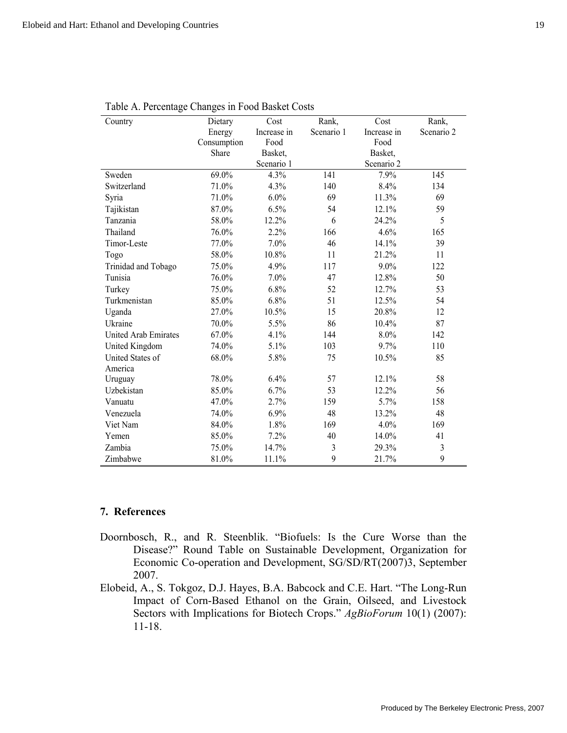Table A. Percentage Changes in Food Basket Costs

| Country | Dietary Energy Consumption Share | Cost Increase in Food Basket, Scenario 1 | Rank, Scenario 1 | Cost Increase in Food Basket, Scenario 2 | Rank, Scenario 2 |
|---|---|---|---|---|---|
| Sweden | 69.0% | 4.3% | 141 | 7.9% | 145 |
| Switzerland | 71.0% | 4.3% | 140 | 8.4% | 134 |
| Syria | 71.0% | 6.0% | 69 | 11.3% | 69 |
| Tajikistan | 87.0% | 6.5% | 54 | 12.1% | 59 |
| Tanzania | 58.0% | 12.2% | 6 | 24.2% | 5 |
| Thailand | 76.0% | 2.2% | 166 | 4.6% | 165 |
| Timor-Leste | 77.0% | 7.0% | 46 | 14.1% | 39 |
| Togo | 58.0% | 10.8% | 11 | 21.2% | 11 |
| Trinidad and Tobago | 75.0% | 4.9% | 117 | 9.0% | 122 |
| Tunisia | 76.0% | 7.0% | 47 | 12.8% | 50 |
| Turkey | 75.0% | 6.8% | 52 | 12.7% | 53 |
| Turkmenistan | 85.0% | 6.8% | 51 | 12.5% | 54 |
| Uganda | 27.0% | 10.5% | 15 | 20.8% | 12 |
| Ukraine | 70.0% | 5.5% | 86 | 10.4% | 87 |
| United Arab Emirates | 67.0% | 4.1% | 144 | 8.0% | 142 |
| United Kingdom | 74.0% | 5.1% | 103 | 9.7% | 110 |
| United States of America | 68.0% | 5.8% | 75 | 10.5% | 85 |
| Uruguay | 78.0% | 6.4% | 57 | 12.1% | 58 |
| Uzbekistan | 85.0% | 6.7% | 53 | 12.2% | 56 |
| Vanuatu | 47.0% | 2.7% | 159 | 5.7% | 158 |
| Venezuela | 74.0% | 6.9% | 48 | 13.2% | 48 |
| Viet Nam | 84.0% | 1.8% | 169 | 4.0% | 169 |
| Yemen | 85.0% | 7.2% | 40 | 14.0% | 41 |
| Zambia | 75.0% | 14.7% | 3 | 29.3% | 3 |
| Zimbabwe | 81.0% | 11.1% | 9 | 21.7% | 9 |

## 7. References

Doornbosch, R., and R. Steenblik. "Biofuels: Is the Cure Worse than the Disease?" Round Table on Sustainable Development, Organization for Economic Co-operation and Development, SG/SD/RT(2007)3, September 2007.

Elobeid, A., S. Tokgoz, D.J. Hayes, B.A. Babcock and C.E. Hart. "The Long-Run Impact of Corn-Based Ethanol on the Grain, Oilseed, and Livestock Sectors with Implications for Biotech Crops." *AgBioForum* 10(1) (2007): 11-18.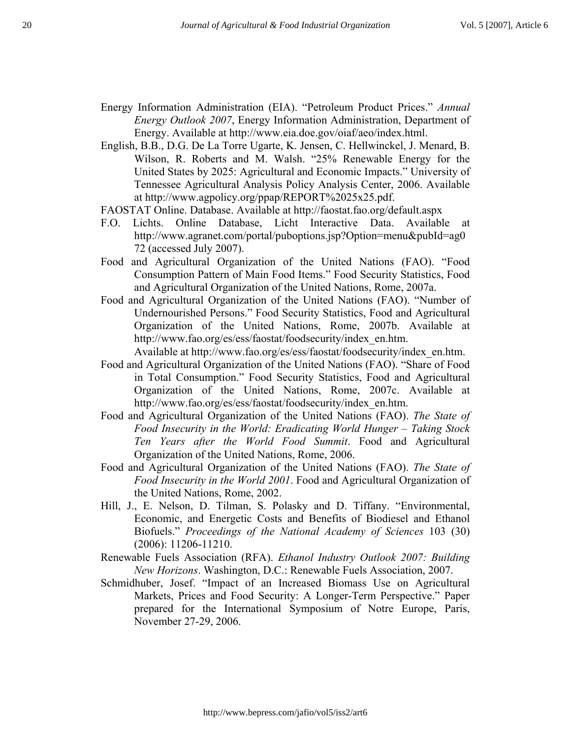Energy Information Administration (EIA). "Petroleum Product Prices." *Annual Energy Outlook 2007*, Energy Information Administration, Department of Energy. Available at http://www.eia.doe.gov/oiaf/aeo/index.html.

English, B.B., D.G. De La Torre Ugarte, K. Jensen, C. Hellwinckel, J. Menard, B. Wilson, R. Roberts and M. Walsh. "25% Renewable Energy for the United States by 2025: Agricultural and Economic Impacts." University of Tennessee Agricultural Analysis Policy Analysis Center, 2006. Available at http://www.agpolicy.org/ppap/REPORT%2025x25.pdf.

FAOSTAT Online. Database. Available at http://faostat.fao.org/default.aspx

F.O. Lichts. Online Database, Licht Interactive Data. Available at http://www.agranet.com/portal/puboptions.jsp?Option=menu&pubId=ag072 (accessed July 2007).

Food and Agricultural Organization of the United Nations (FAO). "Food Consumption Pattern of Main Food Items." Food Security Statistics, Food and Agricultural Organization of the United Nations, Rome, 2007a.

Food and Agricultural Organization of the United Nations (FAO). "Number of Undernourished Persons." Food Security Statistics, Food and Agricultural Organization of the United Nations, Rome, 2007b. Available at http://www.fao.org/es/ess/faostat/foodsecurity/index_en.htm.
Available at http://www.fao.org/es/ess/faostat/foodsecurity/index_en.htm.

Food and Agricultural Organization of the United Nations (FAO). "Share of Food in Total Consumption." Food Security Statistics, Food and Agricultural Organization of the United Nations, Rome, 2007c. Available at http://www.fao.org/es/ess/faostat/foodsecurity/index_en.htm.

Food and Agricultural Organization of the United Nations (FAO). *The State of Food Insecurity in the World: Eradicating World Hunger – Taking Stock Ten Years after the World Food Summit*. Food and Agricultural Organization of the United Nations, Rome, 2006.

Food and Agricultural Organization of the United Nations (FAO). *The State of Food Insecurity in the World 2001*. Food and Agricultural Organization of the United Nations, Rome, 2002.

Hill, J., E. Nelson, D. Tilman, S. Polasky and D. Tiffany. "Environmental, Economic, and Energetic Costs and Benefits of Biodiesel and Ethanol Biofuels." *Proceedings of the National Academy of Sciences* 103 (30) (2006): 11206-11210.

Renewable Fuels Association (RFA). *Ethanol Industry Outlook 2007: Building New Horizons*. Washington, D.C.: Renewable Fuels Association, 2007.

Schmidhuber, Josef. "Impact of an Increased Biomass Use on Agricultural Markets, Prices and Food Security: A Longer-Term Perspective." Paper prepared for the International Symposium of Notre Europe, Paris, November 27-29, 2006.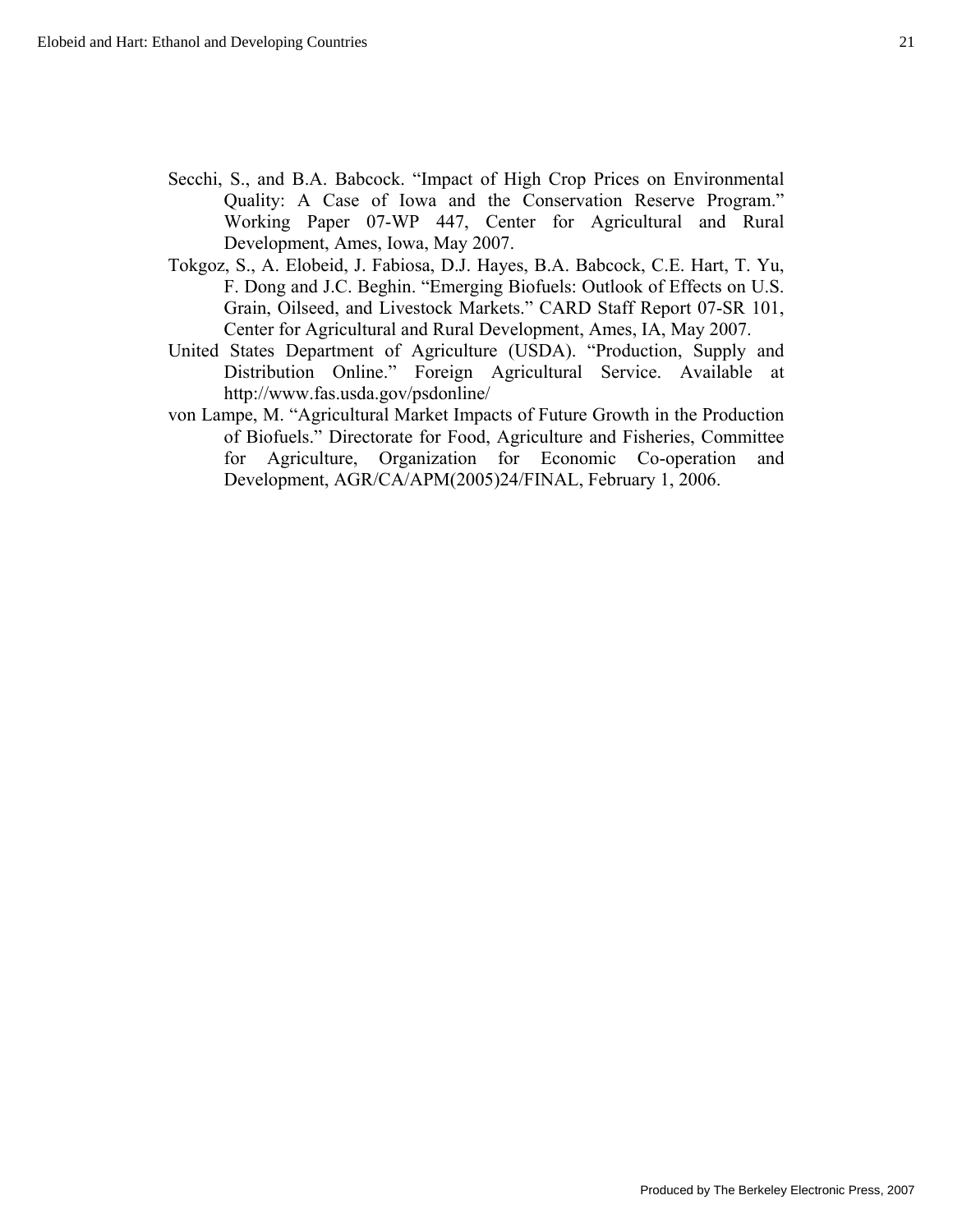Secchi, S., and B.A. Babcock. "Impact of High Crop Prices on Environmental Quality: A Case of Iowa and the Conservation Reserve Program." Working Paper 07-WP 447, Center for Agricultural and Rural Development, Ames, Iowa, May 2007.

Tokgoz, S., A. Elobeid, J. Fabiosa, D.J. Hayes, B.A. Babcock, C.E. Hart, T. Yu, F. Dong and J.C. Beghin. "Emerging Biofuels: Outlook of Effects on U.S. Grain, Oilseed, and Livestock Markets." CARD Staff Report 07-SR 101, Center for Agricultural and Rural Development, Ames, IA, May 2007.

United States Department of Agriculture (USDA). "Production, Supply and Distribution Online." Foreign Agricultural Service. Available at http://www.fas.usda.gov/psdonline/

von Lampe, M. "Agricultural Market Impacts of Future Growth in the Production of Biofuels." Directorate for Food, Agriculture and Fisheries, Committee for Agriculture, Organization for Economic Co-operation and Development, AGR/CA/APM(2005)24/FINAL, February 1, 2006.